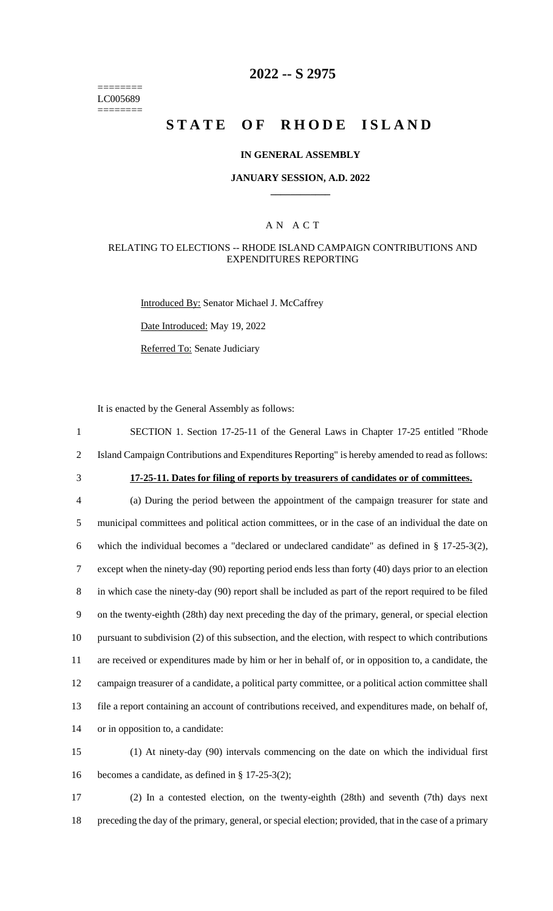========
LC005689
========

# 2022 -- S 2975

# STATE OF RHODE ISLAND

## IN GENERAL ASSEMBLY

### JANUARY SESSION, A.D. 2022

### A N A C T

RELATING TO ELECTIONS -- RHODE ISLAND CAMPAIGN CONTRIBUTIONS AND EXPENDITURES REPORTING

Introduced By: Senator Michael J. McCaffrey

Date Introduced: May 19, 2022

Referred To: Senate Judiciary

It is enacted by the General Assembly as follows:

SECTION 1. Section 17-25-11 of the General Laws in Chapter 17-25 entitled "Rhode Island Campaign Contributions and Expenditures Reporting" is hereby amended to read as follows:

**17-25-11. Dates for filing of reports by treasurers of candidates or of committees.**

(a) During the period between the appointment of the campaign treasurer for state and municipal committees and political action committees, or in the case of an individual the date on which the individual becomes a "declared or undeclared candidate" as defined in § 17-25-3(2), except when the ninety-day (90) reporting period ends less than forty (40) days prior to an election in which case the ninety-day (90) report shall be included as part of the report required to be filed on the twenty-eighth (28th) day next preceding the day of the primary, general, or special election pursuant to subdivision (2) of this subsection, and the election, with respect to which contributions are received or expenditures made by him or her in behalf of, or in opposition to, a candidate, the campaign treasurer of a candidate, a political party committee, or a political action committee shall file a report containing an account of contributions received, and expenditures made, on behalf of, or in opposition to, a candidate:

(1) At ninety-day (90) intervals commencing on the date on which the individual first becomes a candidate, as defined in § 17-25-3(2);

(2) In a contested election, on the twenty-eighth (28th) and seventh (7th) days next preceding the day of the primary, general, or special election; provided, that in the case of a primary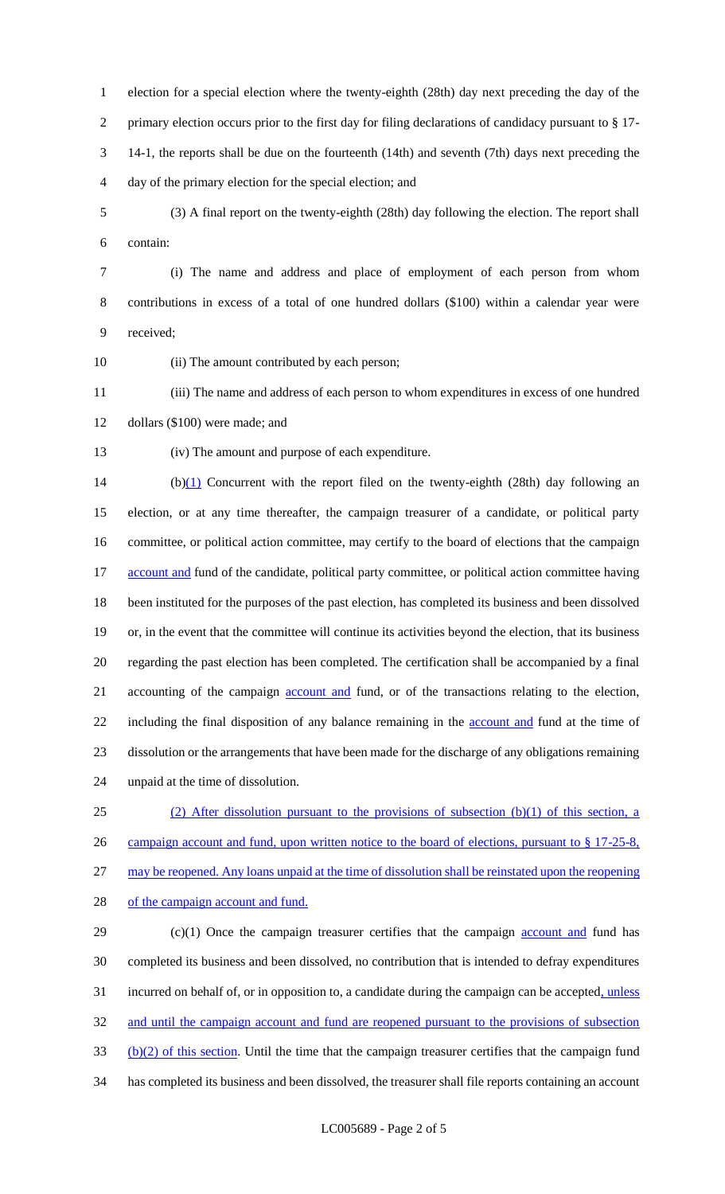election for a special election where the twenty-eighth (28th) day next preceding the day of the primary election occurs prior to the first day for filing declarations of candidacy pursuant to § 17-14-1, the reports shall be due on the fourteenth (14th) and seventh (7th) days next preceding the day of the primary election for the special election; and

(3) A final report on the twenty-eighth (28th) day following the election. The report shall contain:

(i) The name and address and place of employment of each person from whom contributions in excess of a total of one hundred dollars ($100) within a calendar year were received;

(ii) The amount contributed by each person;

(iii) The name and address of each person to whom expenditures in excess of one hundred dollars ($100) were made; and

(iv) The amount and purpose of each expenditure.

(b)(1) Concurrent with the report filed on the twenty-eighth (28th) day following an election, or at any time thereafter, the campaign treasurer of a candidate, or political party committee, or political action committee, may certify to the board of elections that the campaign account and fund of the candidate, political party committee, or political action committee having been instituted for the purposes of the past election, has completed its business and been dissolved or, in the event that the committee will continue its activities beyond the election, that its business regarding the past election has been completed. The certification shall be accompanied by a final accounting of the campaign account and fund, or of the transactions relating to the election, including the final disposition of any balance remaining in the account and fund at the time of dissolution or the arrangements that have been made for the discharge of any obligations remaining unpaid at the time of dissolution.

(2) After dissolution pursuant to the provisions of subsection (b)(1) of this section, a campaign account and fund, upon written notice to the board of elections, pursuant to § 17-25-8, may be reopened. Any loans unpaid at the time of dissolution shall be reinstated upon the reopening of the campaign account and fund.

(c)(1) Once the campaign treasurer certifies that the campaign account and fund has completed its business and been dissolved, no contribution that is intended to defray expenditures incurred on behalf of, or in opposition to, a candidate during the campaign can be accepted, unless and until the campaign account and fund are reopened pursuant to the provisions of subsection (b)(2) of this section. Until the time that the campaign treasurer certifies that the campaign fund has completed its business and been dissolved, the treasurer shall file reports containing an account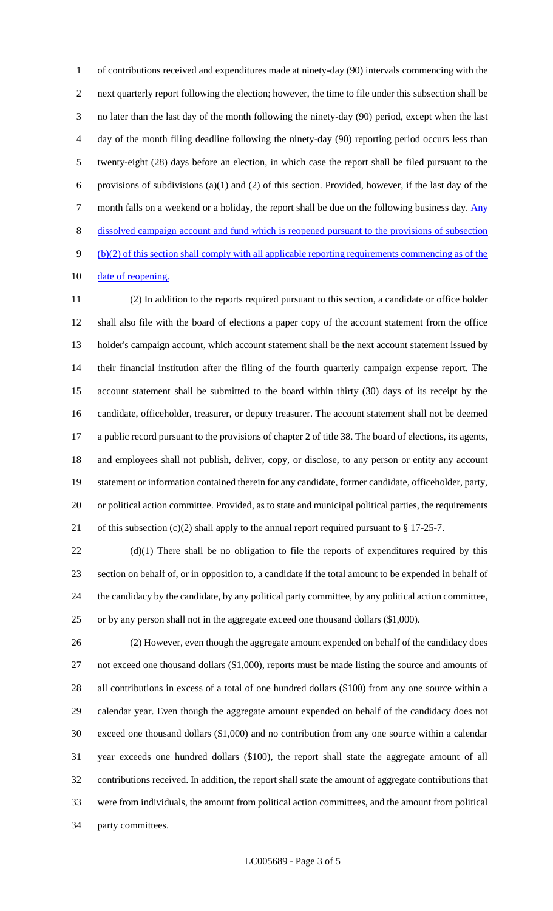of contributions received and expenditures made at ninety-day (90) intervals commencing with the next quarterly report following the election; however, the time to file under this subsection shall be no later than the last day of the month following the ninety-day (90) period, except when the last day of the month filing deadline following the ninety-day (90) reporting period occurs less than twenty-eight (28) days before an election, in which case the report shall be filed pursuant to the provisions of subdivisions (a)(1) and (2) of this section. Provided, however, if the last day of the month falls on a weekend or a holiday, the report shall be due on the following business day. Any dissolved campaign account and fund which is reopened pursuant to the provisions of subsection (b)(2) of this section shall comply with all applicable reporting requirements commencing as of the date of reopening.

(2) In addition to the reports required pursuant to this section, a candidate or office holder shall also file with the board of elections a paper copy of the account statement from the office holder's campaign account, which account statement shall be the next account statement issued by their financial institution after the filing of the fourth quarterly campaign expense report. The account statement shall be submitted to the board within thirty (30) days of its receipt by the candidate, officeholder, treasurer, or deputy treasurer. The account statement shall not be deemed a public record pursuant to the provisions of chapter 2 of title 38. The board of elections, its agents, and employees shall not publish, deliver, copy, or disclose, to any person or entity any account statement or information contained therein for any candidate, former candidate, officeholder, party, or political action committee. Provided, as to state and municipal political parties, the requirements of this subsection (c)(2) shall apply to the annual report required pursuant to § 17-25-7.

(d)(1) There shall be no obligation to file the reports of expenditures required by this section on behalf of, or in opposition to, a candidate if the total amount to be expended in behalf of the candidacy by the candidate, by any political party committee, by any political action committee, or by any person shall not in the aggregate exceed one thousand dollars ($1,000).

(2) However, even though the aggregate amount expended on behalf of the candidacy does not exceed one thousand dollars ($1,000), reports must be made listing the source and amounts of all contributions in excess of a total of one hundred dollars ($100) from any one source within a calendar year. Even though the aggregate amount expended on behalf of the candidacy does not exceed one thousand dollars ($1,000) and no contribution from any one source within a calendar year exceeds one hundred dollars ($100), the report shall state the aggregate amount of all contributions received. In addition, the report shall state the amount of aggregate contributions that were from individuals, the amount from political action committees, and the amount from political party committees.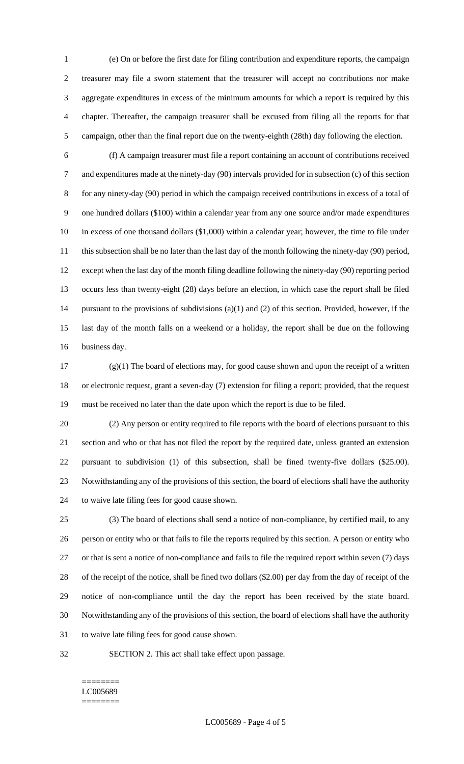(e) On or before the first date for filing contribution and expenditure reports, the campaign treasurer may file a sworn statement that the treasurer will accept no contributions nor make aggregate expenditures in excess of the minimum amounts for which a report is required by this chapter. Thereafter, the campaign treasurer shall be excused from filing all the reports for that campaign, other than the final report due on the twenty-eighth (28th) day following the election.

(f) A campaign treasurer must file a report containing an account of contributions received and expenditures made at the ninety-day (90) intervals provided for in subsection (c) of this section for any ninety-day (90) period in which the campaign received contributions in excess of a total of one hundred dollars ($100) within a calendar year from any one source and/or made expenditures in excess of one thousand dollars ($1,000) within a calendar year; however, the time to file under this subsection shall be no later than the last day of the month following the ninety-day (90) period, except when the last day of the month filing deadline following the ninety-day (90) reporting period occurs less than twenty-eight (28) days before an election, in which case the report shall be filed pursuant to the provisions of subdivisions (a)(1) and (2) of this section. Provided, however, if the last day of the month falls on a weekend or a holiday, the report shall be due on the following business day.

(g)(1) The board of elections may, for good cause shown and upon the receipt of a written or electronic request, grant a seven-day (7) extension for filing a report; provided, that the request must be received no later than the date upon which the report is due to be filed.

(2) Any person or entity required to file reports with the board of elections pursuant to this section and who or that has not filed the report by the required date, unless granted an extension pursuant to subdivision (1) of this subsection, shall be fined twenty-five dollars ($25.00). Notwithstanding any of the provisions of this section, the board of elections shall have the authority to waive late filing fees for good cause shown.

(3) The board of elections shall send a notice of non-compliance, by certified mail, to any person or entity who or that fails to file the reports required by this section. A person or entity who or that is sent a notice of non-compliance and fails to file the required report within seven (7) days of the receipt of the notice, shall be fined two dollars ($2.00) per day from the day of receipt of the notice of non-compliance until the day the report has been received by the state board. Notwithstanding any of the provisions of this section, the board of elections shall have the authority to waive late filing fees for good cause shown.

SECTION 2. This act shall take effect upon passage.

========
LC005689
========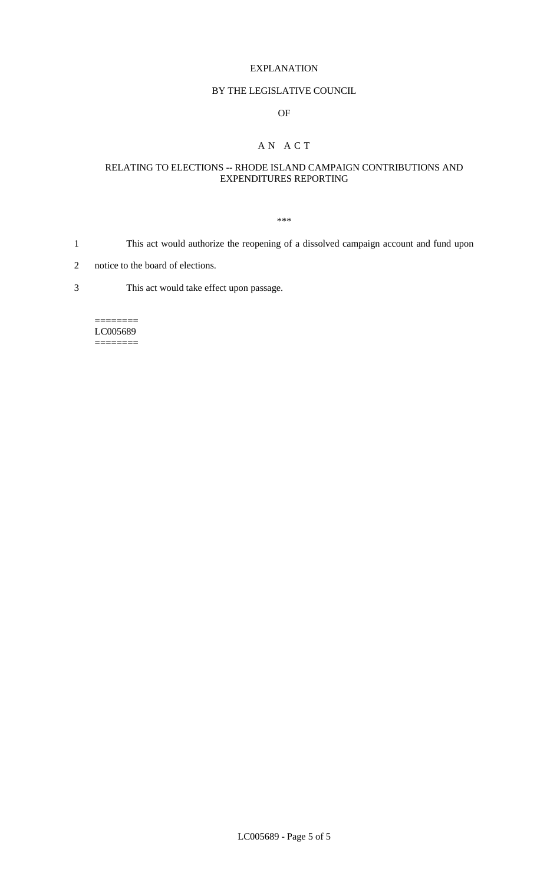EXPLANATION

BY THE LEGISLATIVE COUNCIL

OF

A N A C T

RELATING TO ELECTIONS -- RHODE ISLAND CAMPAIGN CONTRIBUTIONS AND EXPENDITURES REPORTING

***

This act would authorize the reopening of a dissolved campaign account and fund upon notice to the board of elections.

This act would take effect upon passage.

========
LC005689
========